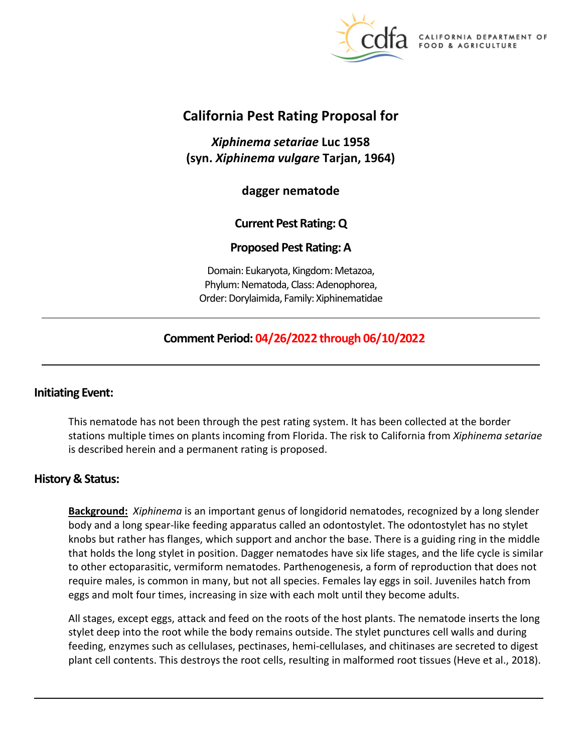# California Pest Rating Proposal for

## *Xiphinema setariae* Luc 1958 (syn. *Xiphinema vulgare* Tarjan, 1964)

**dagger nematode**

**Current Pest Rating: Q**

**Proposed Pest Rating: A**

Domain: Eukaryota, Kingdom: Metazoa, Phylum: Nematoda, Class: Adenophorea, Order: Dorylaimida, Family: Xiphinematidae

---

**Comment Period: 04/26/2022 through 06/10/2022**

---

## Initiating Event:

This nematode has not been through the pest rating system. It has been collected at the border stations multiple times on plants incoming from Florida. The risk to California from *Xiphinema setariae* is described herein and a permanent rating is proposed.

## History & Status:

**Background:** *Xiphinema* is an important genus of longidorid nematodes, recognized by a long slender body and a long spear-like feeding apparatus called an odontostylet. The odontostylet has no stylet knobs but rather has flanges, which support and anchor the base. There is a guiding ring in the middle that holds the long stylet in position. Dagger nematodes have six life stages, and the life cycle is similar to other ectoparasitic, vermiform nematodes. Parthenogenesis, a form of reproduction that does not require males, is common in many, but not all species. Females lay eggs in soil. Juveniles hatch from eggs and molt four times, increasing in size with each molt until they become adults.

All stages, except eggs, attack and feed on the roots of the host plants. The nematode inserts the long stylet deep into the root while the body remains outside. The stylet punctures cell walls and during feeding, enzymes such as cellulases, pectinases, hemi-cellulases, and chitinases are secreted to digest plant cell contents. This destroys the root cells, resulting in malformed root tissues (Heve et al., 2018).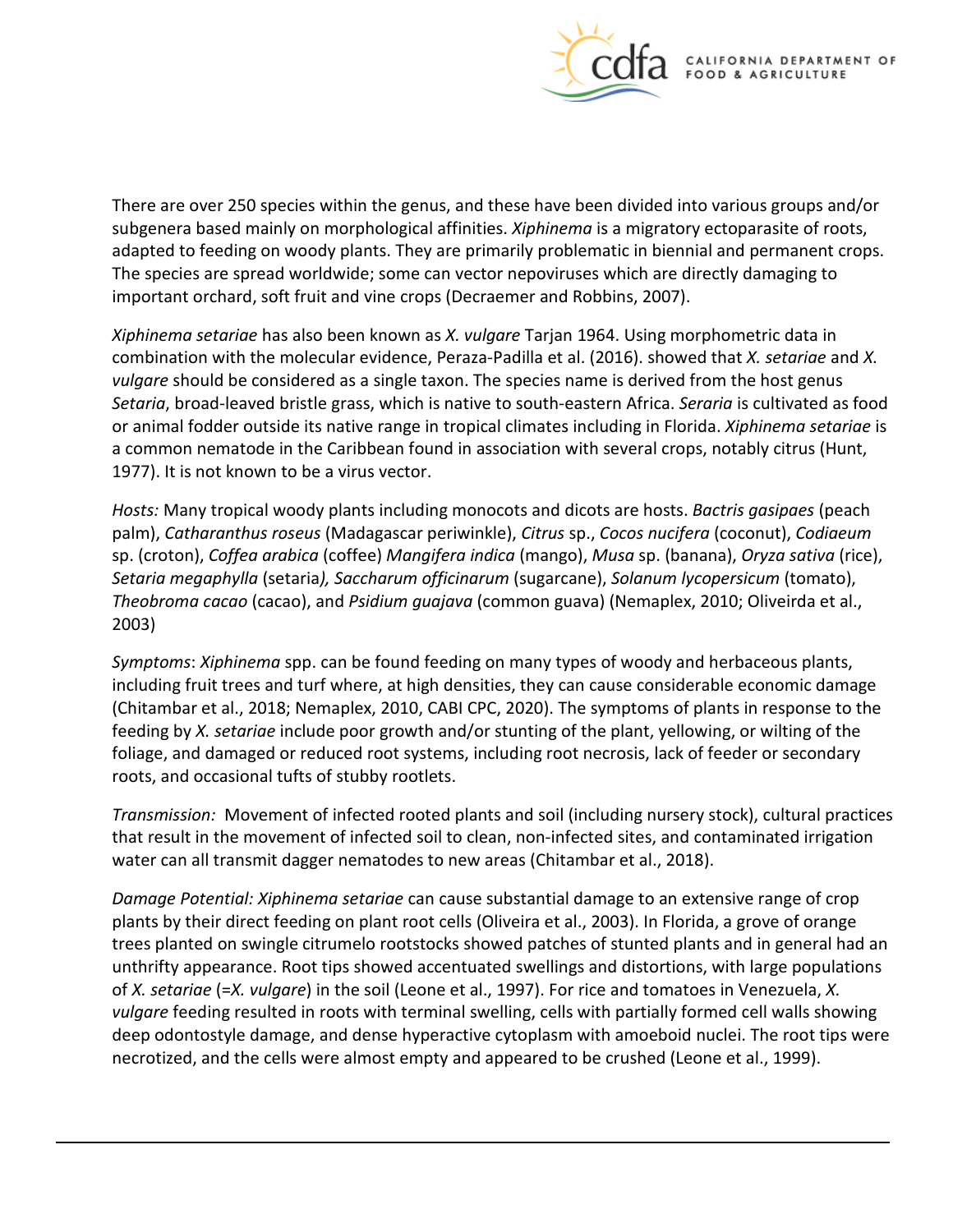There are over 250 species within the genus, and these have been divided into various groups and/or subgenera based mainly on morphological affinities. *Xiphinema* is a migratory ectoparasite of roots, adapted to feeding on woody plants. They are primarily problematic in biennial and permanent crops. The species are spread worldwide; some can vector nepoviruses which are directly damaging to important orchard, soft fruit and vine crops (Decraemer and Robbins, 2007).

*Xiphinema setariae* has also been known as *X. vulgare* Tarjan 1964. Using morphometric data in combination with the molecular evidence, Peraza-Padilla et al. (2016). showed that *X. setariae* and *X. vulgare* should be considered as a single taxon. The species name is derived from the host genus *Setaria*, broad-leaved bristle grass, which is native to south-eastern Africa. *Seraria* is cultivated as food or animal fodder outside its native range in tropical climates including in Florida. *Xiphinema setariae* is a common nematode in the Caribbean found in association with several crops, notably citrus (Hunt, 1977). It is not known to be a virus vector.

*Hosts:* Many tropical woody plants including monocots and dicots are hosts. *Bactris gasipaes* (peach palm), *Catharanthus roseus* (Madagascar periwinkle), *Citrus* sp., *Cocos nucifera* (coconut), *Codiaeum* sp. (croton), *Coffea arabica* (coffee) *Mangifera indica* (mango), *Musa* sp. (banana), *Oryza sativa* (rice), *Setaria megaphylla* (setaria*), Saccharum officinarum* (sugarcane), *Solanum lycopersicum* (tomato), *Theobroma cacao* (cacao), and *Psidium guajava* (common guava) (Nemaplex, 2010; Oliveirda et al., 2003)

*Symptoms*: *Xiphinema* spp. can be found feeding on many types of woody and herbaceous plants, including fruit trees and turf where, at high densities, they can cause considerable economic damage (Chitambar et al., 2018; Nemaplex, 2010, CABI CPC, 2020). The symptoms of plants in response to the feeding by *X. setariae* include poor growth and/or stunting of the plant, yellowing, or wilting of the foliage, and damaged or reduced root systems, including root necrosis, lack of feeder or secondary roots, and occasional tufts of stubby rootlets.

*Transmission:* Movement of infected rooted plants and soil (including nursery stock), cultural practices that result in the movement of infected soil to clean, non-infected sites, and contaminated irrigation water can all transmit dagger nematodes to new areas (Chitambar et al., 2018).

*Damage Potential: Xiphinema setariae* can cause substantial damage to an extensive range of crop plants by their direct feeding on plant root cells (Oliveira et al., 2003). In Florida, a grove of orange trees planted on swingle citrumelo rootstocks showed patches of stunted plants and in general had an unthrifty appearance. Root tips showed accentuated swellings and distortions, with large populations of *X. setariae* (=*X. vulgare*) in the soil (Leone et al., 1997). For rice and tomatoes in Venezuela, *X. vulgare* feeding resulted in roots with terminal swelling, cells with partially formed cell walls showing deep odontostyle damage, and dense hyperactive cytoplasm with amoeboid nuclei. The root tips were necrotized, and the cells were almost empty and appeared to be crushed (Leone et al., 1999).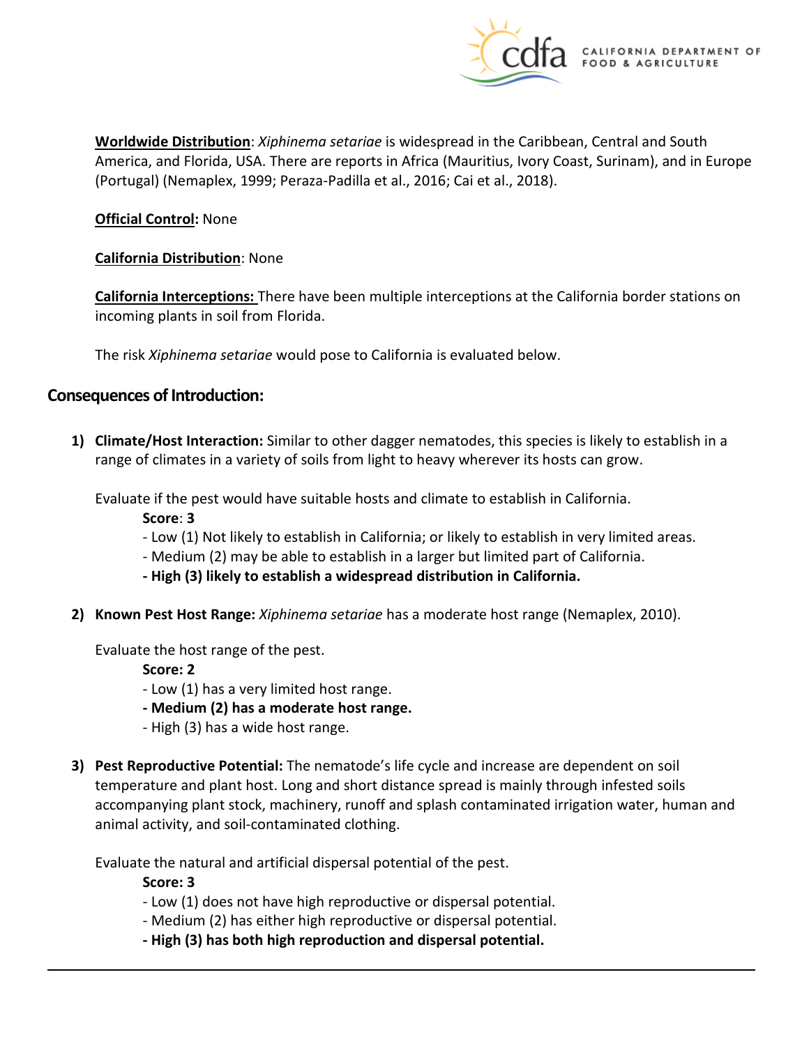**Worldwide Distribution**: *Xiphinema setariae* is widespread in the Caribbean, Central and South America, and Florida, USA. There are reports in Africa (Mauritius, Ivory Coast, Surinam), and in Europe (Portugal) (Nemaplex, 1999; Peraza-Padilla et al., 2016; Cai et al., 2018).

**Official Control:** None

**California Distribution**: None

**California Interceptions:** There have been multiple interceptions at the California border stations on incoming plants in soil from Florida.

The risk *Xiphinema setariae* would pose to California is evaluated below.

## Consequences of Introduction:

1) **Climate/Host Interaction:** Similar to other dagger nematodes, this species is likely to establish in a range of climates in a variety of soils from light to heavy wherever its hosts can grow.

   Evaluate if the pest would have suitable hosts and climate to establish in California.

   **Score**: **3**

   - Low (1) Not likely to establish in California; or likely to establish in very limited areas.
   - Medium (2) may be able to establish in a larger but limited part of California.
   - **High (3) likely to establish a widespread distribution in California.**

2) **Known Pest Host Range:** *Xiphinema setariae* has a moderate host range (Nemaplex, 2010).

   Evaluate the host range of the pest.

   **Score: 2**

   - Low (1) has a very limited host range.
   - **Medium (2) has a moderate host range.**
   - High (3) has a wide host range.

3) **Pest Reproductive Potential:** The nematode's life cycle and increase are dependent on soil temperature and plant host. Long and short distance spread is mainly through infested soils accompanying plant stock, machinery, runoff and splash contaminated irrigation water, human and animal activity, and soil-contaminated clothing.

   Evaluate the natural and artificial dispersal potential of the pest.

   **Score: 3**

   - Low (1) does not have high reproductive or dispersal potential.
   - Medium (2) has either high reproductive or dispersal potential.
   - **High (3) has both high reproduction and dispersal potential.**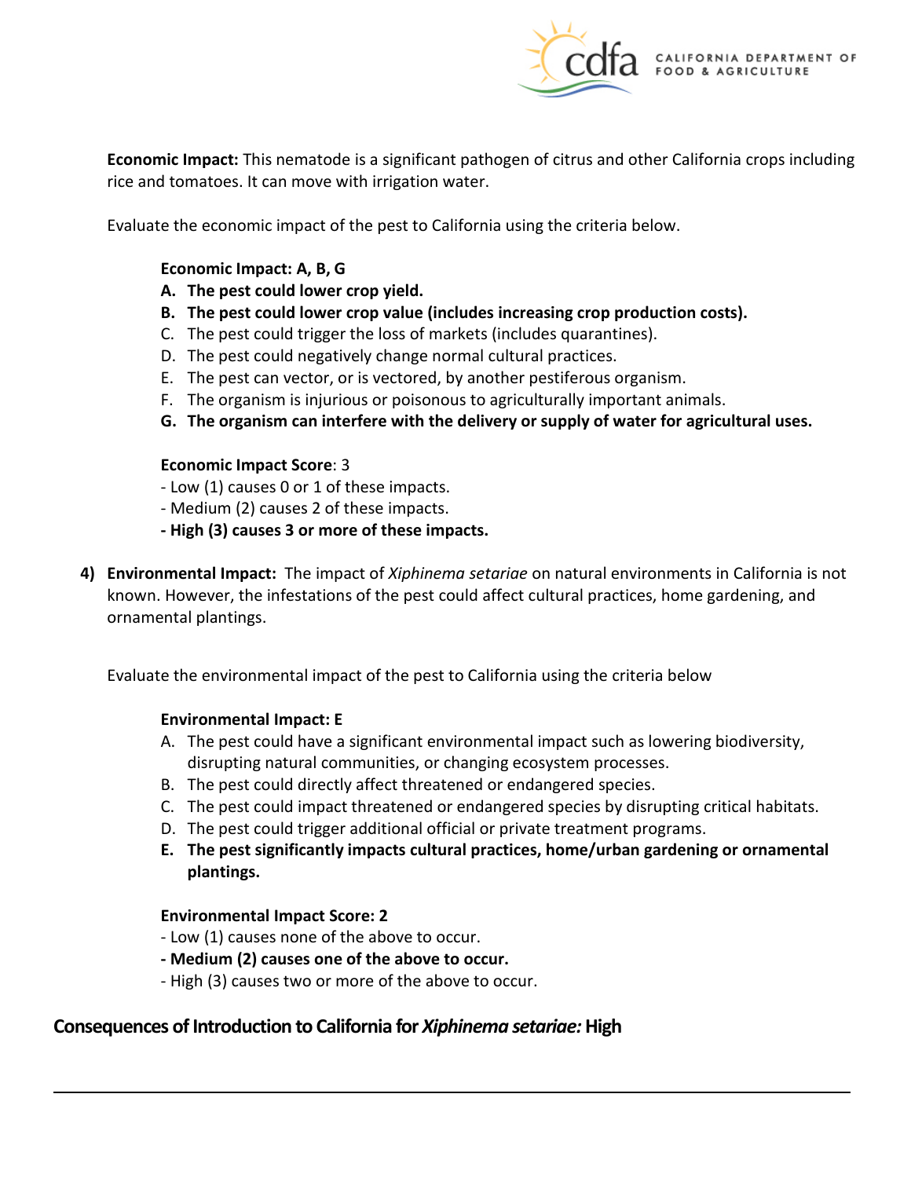**Economic Impact:** This nematode is a significant pathogen of citrus and other California crops including rice and tomatoes. It can move with irrigation water.

Evaluate the economic impact of the pest to California using the criteria below.

**Economic Impact: A, B, G**

- **A. The pest could lower crop yield.**
- **B. The pest could lower crop value (includes increasing crop production costs).**
- C. The pest could trigger the loss of markets (includes quarantines).
- D. The pest could negatively change normal cultural practices.
- E. The pest can vector, or is vectored, by another pestiferous organism.
- F. The organism is injurious or poisonous to agriculturally important animals.
- **G. The organism can interfere with the delivery or supply of water for agricultural uses.**

**Economic Impact Score**: 3

- Low (1) causes 0 or 1 of these impacts.
- Medium (2) causes 2 of these impacts.
- **High (3) causes 3 or more of these impacts.**

4) **Environmental Impact:** The impact of *Xiphinema setariae* on natural environments in California is not known. However, the infestations of the pest could affect cultural practices, home gardening, and ornamental plantings.

Evaluate the environmental impact of the pest to California using the criteria below

**Environmental Impact: E**

- A. The pest could have a significant environmental impact such as lowering biodiversity, disrupting natural communities, or changing ecosystem processes.
- B. The pest could directly affect threatened or endangered species.
- C. The pest could impact threatened or endangered species by disrupting critical habitats.
- D. The pest could trigger additional official or private treatment programs.
- **E. The pest significantly impacts cultural practices, home/urban gardening or ornamental plantings.**

**Environmental Impact Score: 2**

- Low (1) causes none of the above to occur.
- **Medium (2) causes one of the above to occur.**
- High (3) causes two or more of the above to occur.

**Consequences of Introduction to California for *Xiphinema setariae:* High**

---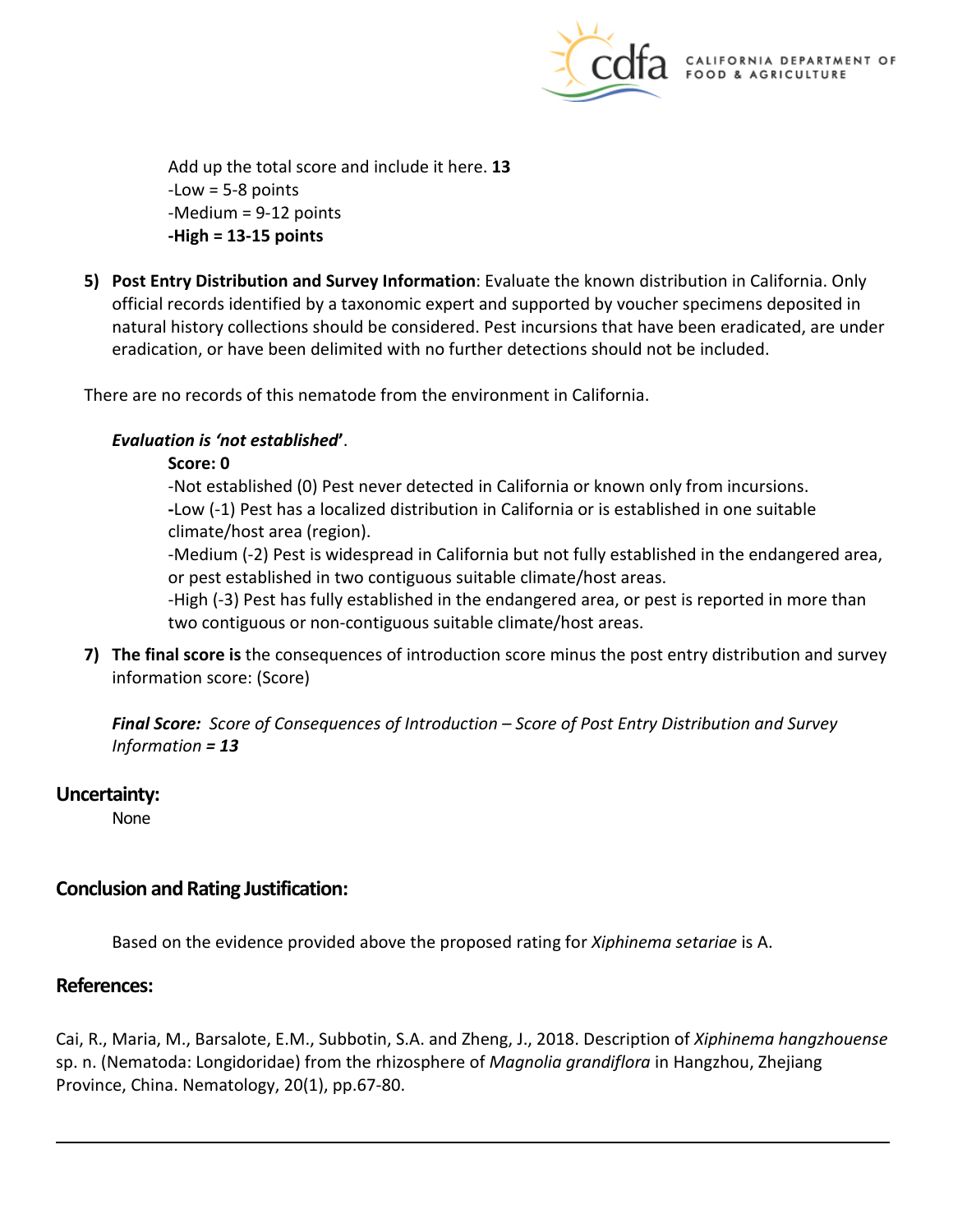Add up the total score and include it here. **13**
-Low = 5-8 points
-Medium = 9-12 points
**-High = 13-15 points**

5) **Post Entry Distribution and Survey Information**: Evaluate the known distribution in California. Only official records identified by a taxonomic expert and supported by voucher specimens deposited in natural history collections should be considered. Pest incursions that have been eradicated, are under eradication, or have been delimited with no further detections should not be included.

There are no records of this nematode from the environment in California.

***Evaluation is 'not established'***.

**Score: 0**

-Not established (0) Pest never detected in California or known only from incursions.
**-**Low (-1) Pest has a localized distribution in California or is established in one suitable climate/host area (region).
-Medium (-2) Pest is widespread in California but not fully established in the endangered area, or pest established in two contiguous suitable climate/host areas.
-High (-3) Pest has fully established in the endangered area, or pest is reported in more than two contiguous or non-contiguous suitable climate/host areas.

7) **The final score is** the consequences of introduction score minus the post entry distribution and survey information score: (Score)

***Final Score:*** *Score of Consequences of Introduction – Score of Post Entry Distribution and Survey Information = **13***

## Uncertainty:

None

## Conclusion and Rating Justification:

Based on the evidence provided above the proposed rating for *Xiphinema setariae* is A.

## References:

Cai, R., Maria, M., Barsalote, E.M., Subbotin, S.A. and Zheng, J., 2018. Description of *Xiphinema hangzhouense* sp. n. (Nematoda: Longidoridae) from the rhizosphere of *Magnolia grandiflora* in Hangzhou, Zhejiang Province, China. Nematology, 20(1), pp.67-80.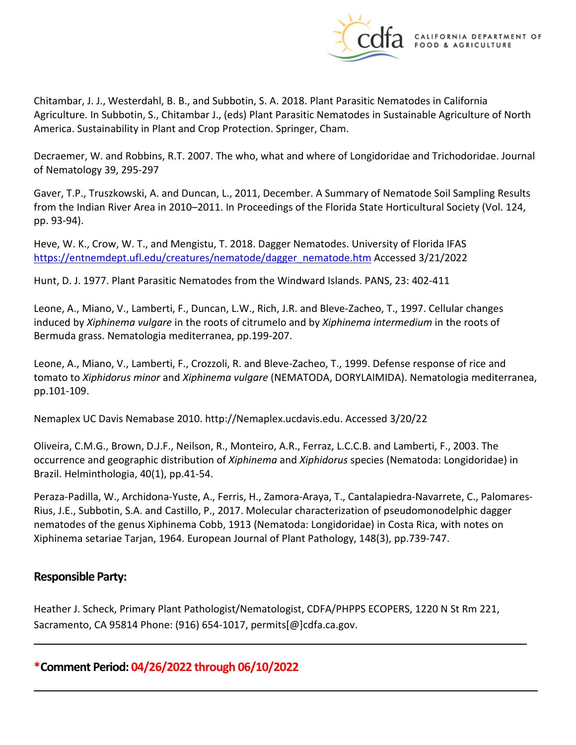Chitambar, J. J., Westerdahl, B. B., and Subbotin, S. A. 2018. Plant Parasitic Nematodes in California Agriculture. In Subbotin, S., Chitambar J., (eds) Plant Parasitic Nematodes in Sustainable Agriculture of North America. Sustainability in Plant and Crop Protection. Springer, Cham.

Decraemer, W. and Robbins, R.T. 2007. The who, what and where of Longidoridae and Trichodoridae. Journal of Nematology 39, 295-297

Gaver, T.P., Truszkowski, A. and Duncan, L., 2011, December. A Summary of Nematode Soil Sampling Results from the Indian River Area in 2010–2011. In Proceedings of the Florida State Horticultural Society (Vol. 124, pp. 93-94).

Heve, W. K., Crow, W. T., and Mengistu, T. 2018. Dagger Nematodes. University of Florida IFAS [https://entnemdept.ufl.edu/creatures/nematode/dagger_nematode.htm](https://entnemdept.ufl.edu/creatures/nematode/dagger_nematode.htm) Accessed 3/21/2022

Hunt, D. J. 1977. Plant Parasitic Nematodes from the Windward Islands. PANS, 23: 402-411

Leone, A., Miano, V., Lamberti, F., Duncan, L.W., Rich, J.R. and Bleve-Zacheo, T., 1997. Cellular changes induced by *Xiphinema vulgare* in the roots of citrumelo and by *Xiphinema intermedium* in the roots of Bermuda grass. Nematologia mediterranea, pp.199-207.

Leone, A., Miano, V., Lamberti, F., Crozzoli, R. and Bleve-Zacheo, T., 1999. Defense response of rice and tomato to *Xiphidorus minor* and *Xiphinema vulgare* (NEMATODA, DORYLAIMIDA). Nematologia mediterranea, pp.101-109.

Nemaplex UC Davis Nemabase 2010. http://Nemaplex.ucdavis.edu. Accessed 3/20/22

Oliveira, C.M.G., Brown, D.J.F., Neilson, R., Monteiro, A.R., Ferraz, L.C.C.B. and Lamberti, F., 2003. The occurrence and geographic distribution of *Xiphinema* and *Xiphidorus* species (Nematoda: Longidoridae) in Brazil. Helminthologia, 40(1), pp.41-54.

Peraza-Padilla, W., Archidona-Yuste, A., Ferris, H., Zamora-Araya, T., Cantalapiedra-Navarrete, C., Palomares-Rius, J.E., Subbotin, S.A. and Castillo, P., 2017. Molecular characterization of pseudomonodelphic dagger nematodes of the genus Xiphinema Cobb, 1913 (Nematoda: Longidoridae) in Costa Rica, with notes on Xiphinema setariae Tarjan, 1964. European Journal of Plant Pathology, 148(3), pp.739-747.

## Responsible Party:

Heather J. Scheck, Primary Plant Pathologist/Nematologist, CDFA/PHPPS ECOPERS, 1220 N St Rm 221, Sacramento, CA 95814 Phone: (916) 654-1017, permits[@]cdfa.ca.gov.

---

## *Comment Period: 04/26/2022 through 06/10/2022

---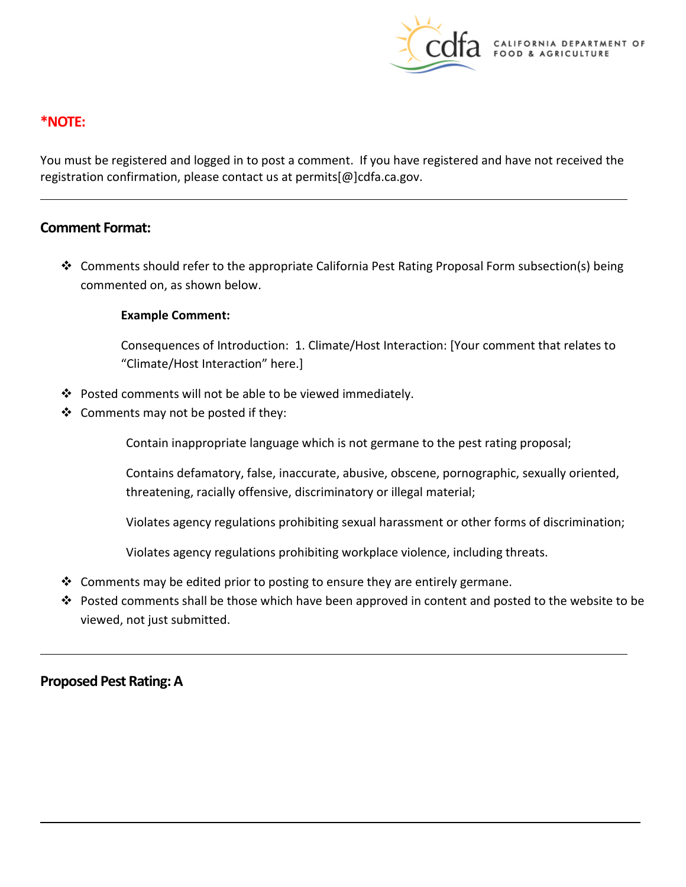**\*NOTE:**

You must be registered and logged in to post a comment. If you have registered and have not received the registration confirmation, please contact us at permits[@]cdfa.ca.gov.

---

## Comment Format:

- Comments should refer to the appropriate California Pest Rating Proposal Form subsection(s) being commented on, as shown below.

  **Example Comment:**

  Consequences of Introduction: 1. Climate/Host Interaction: [Your comment that relates to "Climate/Host Interaction" here.]

- Posted comments will not be able to be viewed immediately.
- Comments may not be posted if they:

  Contain inappropriate language which is not germane to the pest rating proposal;

  Contains defamatory, false, inaccurate, abusive, obscene, pornographic, sexually oriented, threatening, racially offensive, discriminatory or illegal material;

  Violates agency regulations prohibiting sexual harassment or other forms of discrimination;

  Violates agency regulations prohibiting workplace violence, including threats.

- Comments may be edited prior to posting to ensure they are entirely germane.
- Posted comments shall be those which have been approved in content and posted to the website to be viewed, not just submitted.

---

## Proposed Pest Rating: A